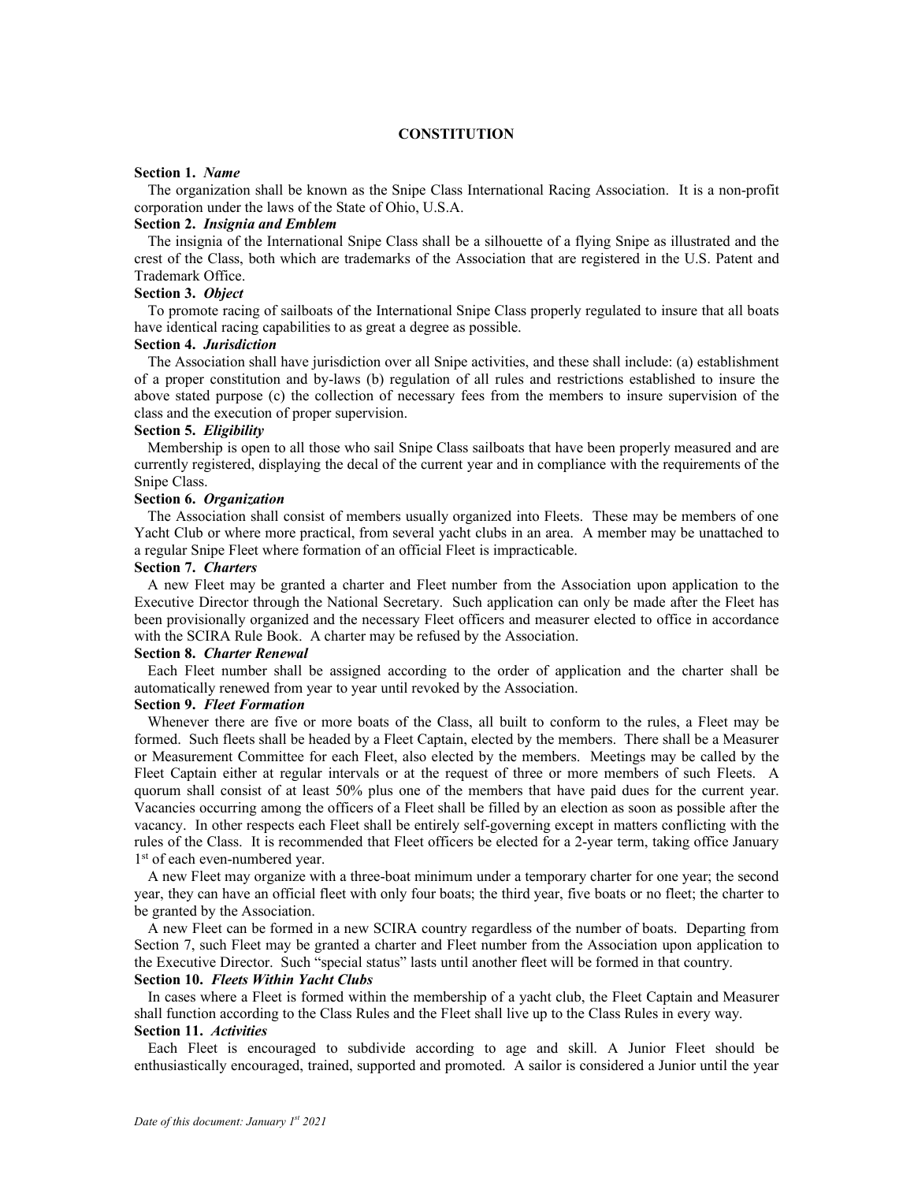# CONSTITUTION

**Section 1.** ***Name***

The organization shall be known as the Snipe Class International Racing Association. It is a non-profit corporation under the laws of the State of Ohio, U.S.A.

**Section 2.** ***Insignia and Emblem***

The insignia of the International Snipe Class shall be a silhouette of a flying Snipe as illustrated and the crest of the Class, both which are trademarks of the Association that are registered in the U.S. Patent and Trademark Office.

**Section 3.** ***Object***

To promote racing of sailboats of the International Snipe Class properly regulated to insure that all boats have identical racing capabilities to as great a degree as possible.

**Section 4.** ***Jurisdiction***

The Association shall have jurisdiction over all Snipe activities, and these shall include: (a) establishment of a proper constitution and by-laws (b) regulation of all rules and restrictions established to insure the above stated purpose (c) the collection of necessary fees from the members to insure supervision of the class and the execution of proper supervision.

**Section 5.** ***Eligibility***

Membership is open to all those who sail Snipe Class sailboats that have been properly measured and are currently registered, displaying the decal of the current year and in compliance with the requirements of the Snipe Class.

**Section 6.** ***Organization***

The Association shall consist of members usually organized into Fleets. These may be members of one Yacht Club or where more practical, from several yacht clubs in an area. A member may be unattached to a regular Snipe Fleet where formation of an official Fleet is impracticable.

**Section 7.** ***Charters***

A new Fleet may be granted a charter and Fleet number from the Association upon application to the Executive Director through the National Secretary. Such application can only be made after the Fleet has been provisionally organized and the necessary Fleet officers and measurer elected to office in accordance with the SCIRA Rule Book. A charter may be refused by the Association.

**Section 8.** ***Charter Renewal***

Each Fleet number shall be assigned according to the order of application and the charter shall be automatically renewed from year to year until revoked by the Association.

**Section 9.** ***Fleet Formation***

Whenever there are five or more boats of the Class, all built to conform to the rules, a Fleet may be formed. Such fleets shall be headed by a Fleet Captain, elected by the members. There shall be a Measurer or Measurement Committee for each Fleet, also elected by the members. Meetings may be called by the Fleet Captain either at regular intervals or at the request of three or more members of such Fleets. A quorum shall consist of at least 50% plus one of the members that have paid dues for the current year. Vacancies occurring among the officers of a Fleet shall be filled by an election as soon as possible after the vacancy. In other respects each Fleet shall be entirely self-governing except in matters conflicting with the rules of the Class. It is recommended that Fleet officers be elected for a 2-year term, taking office January 1st of each even-numbered year.

A new Fleet may organize with a three-boat minimum under a temporary charter for one year; the second year, they can have an official fleet with only four boats; the third year, five boats or no fleet; the charter to be granted by the Association.

A new Fleet can be formed in a new SCIRA country regardless of the number of boats. Departing from Section 7, such Fleet may be granted a charter and Fleet number from the Association upon application to the Executive Director. Such "special status" lasts until another fleet will be formed in that country.

**Section 10.** ***Fleets Within Yacht Clubs***

In cases where a Fleet is formed within the membership of a yacht club, the Fleet Captain and Measurer shall function according to the Class Rules and the Fleet shall live up to the Class Rules in every way.

**Section 11.** ***Activities***

Each Fleet is encouraged to subdivide according to age and skill. A Junior Fleet should be enthusiastically encouraged, trained, supported and promoted. A sailor is considered a Junior until the year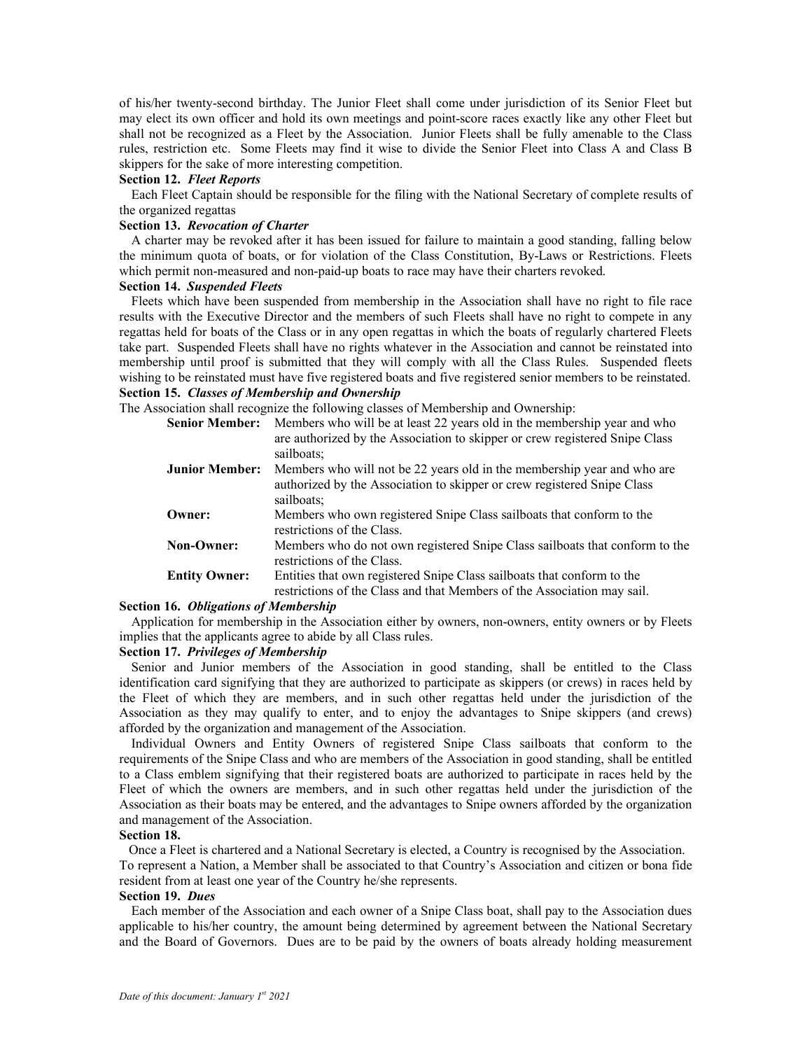of his/her twenty-second birthday. The Junior Fleet shall come under jurisdiction of its Senior Fleet but may elect its own officer and hold its own meetings and point-score races exactly like any other Fleet but shall not be recognized as a Fleet by the Association. Junior Fleets shall be fully amenable to the Class rules, restriction etc. Some Fleets may find it wise to divide the Senior Fleet into Class A and Class B skippers for the sake of more interesting competition.

**Section 12.** ***Fleet Reports***

Each Fleet Captain should be responsible for the filing with the National Secretary of complete results of the organized regattas

**Section 13.** ***Revocation of Charter***

A charter may be revoked after it has been issued for failure to maintain a good standing, falling below the minimum quota of boats, or for violation of the Class Constitution, By-Laws or Restrictions. Fleets which permit non-measured and non-paid-up boats to race may have their charters revoked.

**Section 14.** ***Suspended Fleets***

Fleets which have been suspended from membership in the Association shall have no right to file race results with the Executive Director and the members of such Fleets shall have no right to compete in any regattas held for boats of the Class or in any open regattas in which the boats of regularly chartered Fleets take part. Suspended Fleets shall have no rights whatever in the Association and cannot be reinstated into membership until proof is submitted that they will comply with all the Class Rules. Suspended fleets wishing to be reinstated must have five registered boats and five registered senior members to be reinstated.

**Section 15.** ***Classes of Membership and Ownership***

The Association shall recognize the following classes of Membership and Ownership:

**Senior Member:** Members who will be at least 22 years old in the membership year and who are authorized by the Association to skipper or crew registered Snipe Class sailboats;

**Junior Member:** Members who will not be 22 years old in the membership year and who are authorized by the Association to skipper or crew registered Snipe Class sailboats;

**Owner:** Members who own registered Snipe Class sailboats that conform to the restrictions of the Class.

**Non-Owner:** Members who do not own registered Snipe Class sailboats that conform to the restrictions of the Class.

**Entity Owner:** Entities that own registered Snipe Class sailboats that conform to the restrictions of the Class and that Members of the Association may sail.

**Section 16.** ***Obligations of Membership***

Application for membership in the Association either by owners, non-owners, entity owners or by Fleets implies that the applicants agree to abide by all Class rules.

**Section 17.** ***Privileges of Membership***

Senior and Junior members of the Association in good standing, shall be entitled to the Class identification card signifying that they are authorized to participate as skippers (or crews) in races held by the Fleet of which they are members, and in such other regattas held under the jurisdiction of the Association as they may qualify to enter, and to enjoy the advantages to Snipe skippers (and crews) afforded by the organization and management of the Association.

Individual Owners and Entity Owners of registered Snipe Class sailboats that conform to the requirements of the Snipe Class and who are members of the Association in good standing, shall be entitled to a Class emblem signifying that their registered boats are authorized to participate in races held by the Fleet of which the owners are members, and in such other regattas held under the jurisdiction of the Association as their boats may be entered, and the advantages to Snipe owners afforded by the organization and management of the Association.

**Section 18.**

Once a Fleet is chartered and a National Secretary is elected, a Country is recognised by the Association. To represent a Nation, a Member shall be associated to that Country's Association and citizen or bona fide resident from at least one year of the Country he/she represents.

**Section 19.** ***Dues***

Each member of the Association and each owner of a Snipe Class boat, shall pay to the Association dues applicable to his/her country, the amount being determined by agreement between the National Secretary and the Board of Governors. Dues are to be paid by the owners of boats already holding measurement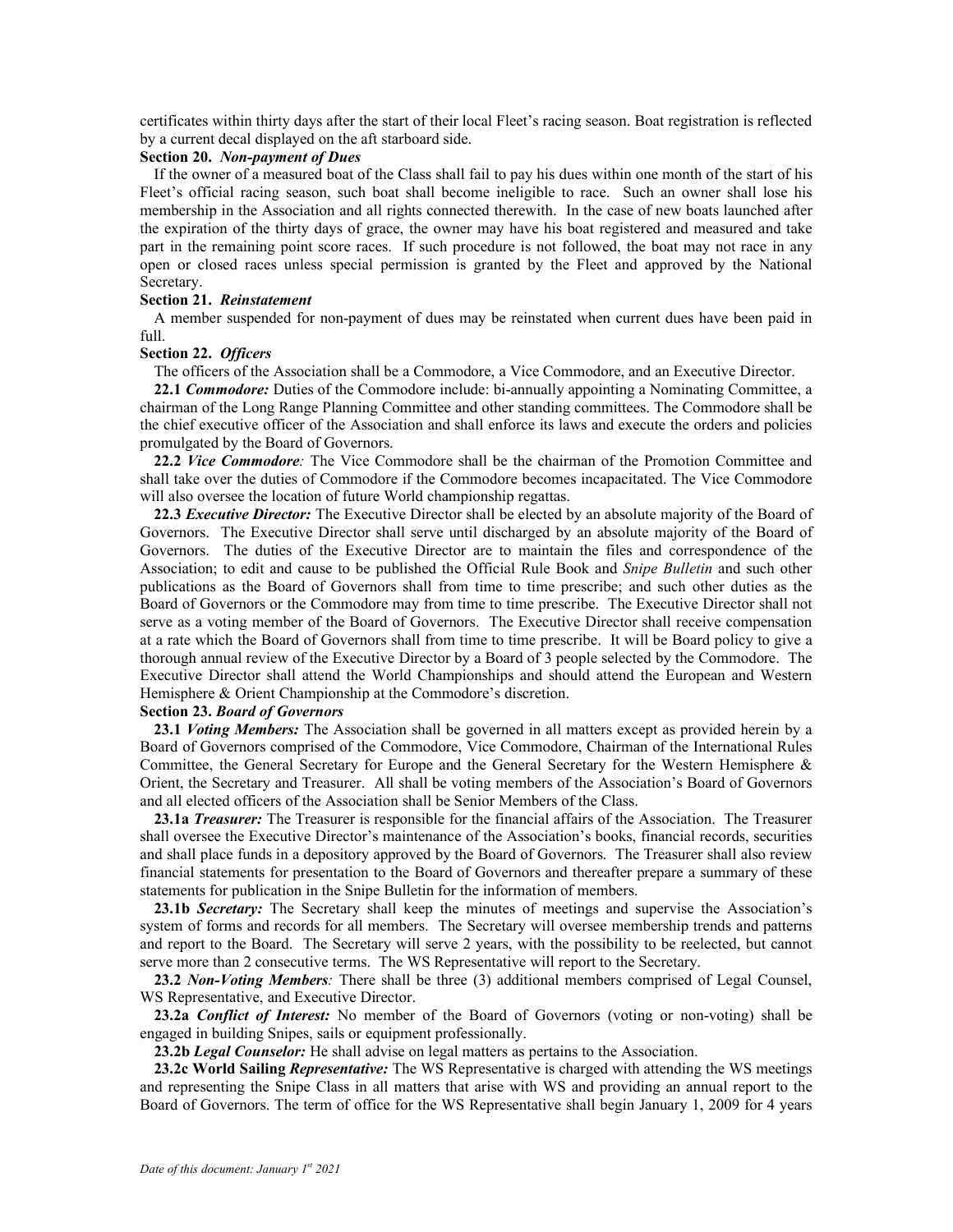certificates within thirty days after the start of their local Fleet's racing season. Boat registration is reflected by a current decal displayed on the aft starboard side.

**Section 20.** ***Non-payment of Dues***

If the owner of a measured boat of the Class shall fail to pay his dues within one month of the start of his Fleet's official racing season, such boat shall become ineligible to race. Such an owner shall lose his membership in the Association and all rights connected therewith. In the case of new boats launched after the expiration of the thirty days of grace, the owner may have his boat registered and measured and take part in the remaining point score races. If such procedure is not followed, the boat may not race in any open or closed races unless special permission is granted by the Fleet and approved by the National Secretary.

**Section 21.** ***Reinstatement***

A member suspended for non-payment of dues may be reinstated when current dues have been paid in full.

**Section 22.** ***Officers***

The officers of the Association shall be a Commodore, a Vice Commodore, and an Executive Director.

**22.1** ***Commodore:*** Duties of the Commodore include: bi-annually appointing a Nominating Committee, a chairman of the Long Range Planning Committee and other standing committees. The Commodore shall be the chief executive officer of the Association and shall enforce its laws and execute the orders and policies promulgated by the Board of Governors.

**22.2** ***Vice Commodore:*** The Vice Commodore shall be the chairman of the Promotion Committee and shall take over the duties of Commodore if the Commodore becomes incapacitated. The Vice Commodore will also oversee the location of future World championship regattas.

**22.3** ***Executive Director:*** The Executive Director shall be elected by an absolute majority of the Board of Governors. The Executive Director shall serve until discharged by an absolute majority of the Board of Governors. The duties of the Executive Director are to maintain the files and correspondence of the Association; to edit and cause to be published the Official Rule Book and *Snipe Bulletin* and such other publications as the Board of Governors shall from time to time prescribe; and such other duties as the Board of Governors or the Commodore may from time to time prescribe. The Executive Director shall not serve as a voting member of the Board of Governors. The Executive Director shall receive compensation at a rate which the Board of Governors shall from time to time prescribe. It will be Board policy to give a thorough annual review of the Executive Director by a Board of 3 people selected by the Commodore. The Executive Director shall attend the World Championships and should attend the European and Western Hemisphere & Orient Championship at the Commodore's discretion.

**Section 23.** ***Board of Governors***

**23.1** ***Voting Members:*** The Association shall be governed in all matters except as provided herein by a Board of Governors comprised of the Commodore, Vice Commodore, Chairman of the International Rules Committee, the General Secretary for Europe and the General Secretary for the Western Hemisphere & Orient, the Secretary and Treasurer. All shall be voting members of the Association's Board of Governors and all elected officers of the Association shall be Senior Members of the Class.

**23.1a** ***Treasurer:*** The Treasurer is responsible for the financial affairs of the Association. The Treasurer shall oversee the Executive Director's maintenance of the Association's books, financial records, securities and shall place funds in a depository approved by the Board of Governors. The Treasurer shall also review financial statements for presentation to the Board of Governors and thereafter prepare a summary of these statements for publication in the Snipe Bulletin for the information of members.

**23.1b** ***Secretary:*** The Secretary shall keep the minutes of meetings and supervise the Association's system of forms and records for all members. The Secretary will oversee membership trends and patterns and report to the Board. The Secretary will serve 2 years, with the possibility to be reelected, but cannot serve more than 2 consecutive terms. The WS Representative will report to the Secretary.

**23.2** ***Non-Voting Members:*** There shall be three (3) additional members comprised of Legal Counsel, WS Representative, and Executive Director.

**23.2a** ***Conflict of Interest:*** No member of the Board of Governors (voting or non-voting) shall be engaged in building Snipes, sails or equipment professionally.

**23.2b** ***Legal Counselor:*** He shall advise on legal matters as pertains to the Association.

**23.2c World Sailing** ***Representative:*** The WS Representative is charged with attending the WS meetings and representing the Snipe Class in all matters that arise with WS and providing an annual report to the Board of Governors. The term of office for the WS Representative shall begin January 1, 2009 for 4 years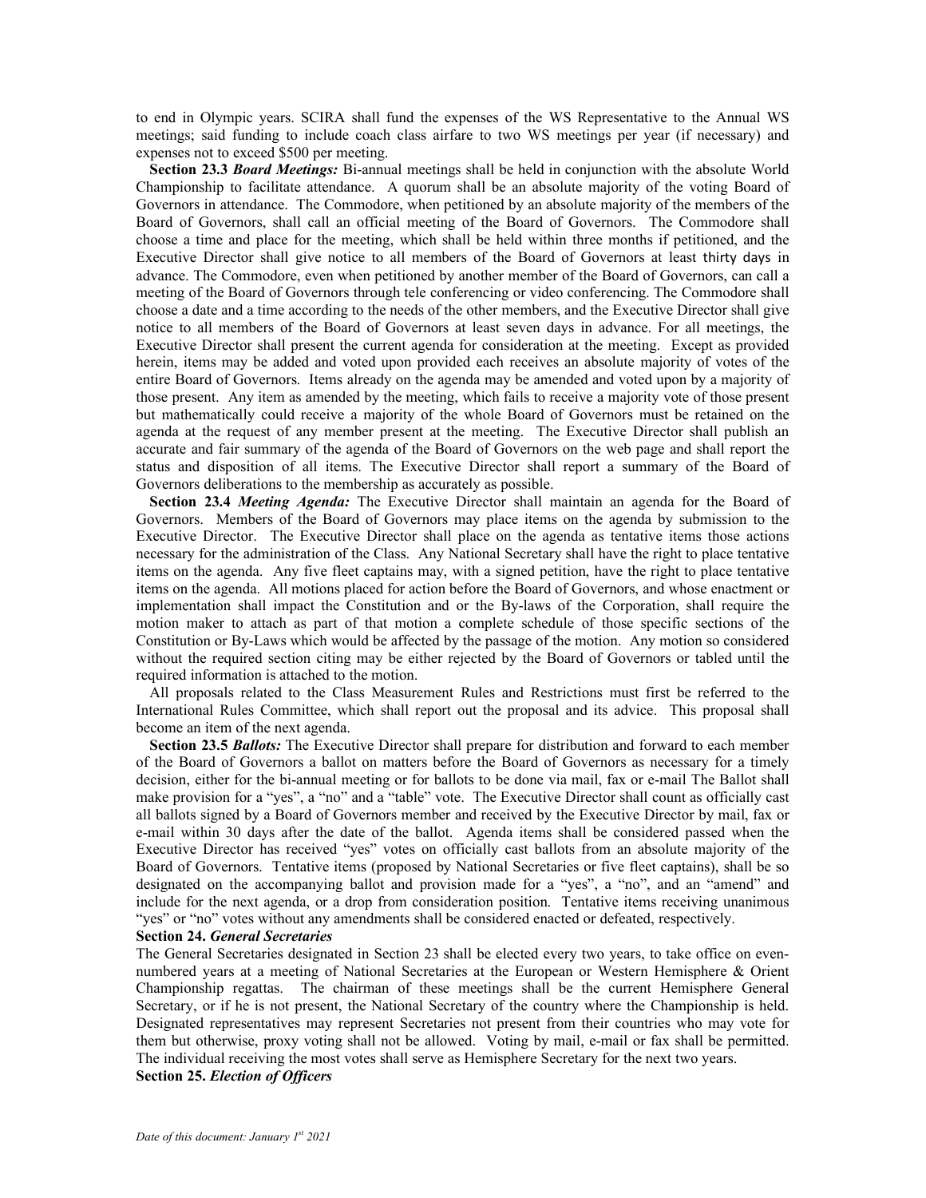to end in Olympic years. SCIRA shall fund the expenses of the WS Representative to the Annual WS meetings; said funding to include coach class airfare to two WS meetings per year (if necessary) and expenses not to exceed $500 per meeting.

**Section 23.3** ***Board Meetings:*** Bi-annual meetings shall be held in conjunction with the absolute World Championship to facilitate attendance. A quorum shall be an absolute majority of the voting Board of Governors in attendance. The Commodore, when petitioned by an absolute majority of the members of the Board of Governors, shall call an official meeting of the Board of Governors. The Commodore shall choose a time and place for the meeting, which shall be held within three months if petitioned, and the Executive Director shall give notice to all members of the Board of Governors at least thirty days in advance. The Commodore, even when petitioned by another member of the Board of Governors, can call a meeting of the Board of Governors through tele conferencing or video conferencing. The Commodore shall choose a date and a time according to the needs of the other members, and the Executive Director shall give notice to all members of the Board of Governors at least seven days in advance. For all meetings, the Executive Director shall present the current agenda for consideration at the meeting. Except as provided herein, items may be added and voted upon provided each receives an absolute majority of votes of the entire Board of Governors. Items already on the agenda may be amended and voted upon by a majority of those present. Any item as amended by the meeting, which fails to receive a majority vote of those present but mathematically could receive a majority of the whole Board of Governors must be retained on the agenda at the request of any member present at the meeting. The Executive Director shall publish an accurate and fair summary of the agenda of the Board of Governors on the web page and shall report the status and disposition of all items. The Executive Director shall report a summary of the Board of Governors deliberations to the membership as accurately as possible.

**Section 23.4** ***Meeting Agenda:*** The Executive Director shall maintain an agenda for the Board of Governors. Members of the Board of Governors may place items on the agenda by submission to the Executive Director. The Executive Director shall place on the agenda as tentative items those actions necessary for the administration of the Class. Any National Secretary shall have the right to place tentative items on the agenda. Any five fleet captains may, with a signed petition, have the right to place tentative items on the agenda. All motions placed for action before the Board of Governors, and whose enactment or implementation shall impact the Constitution and or the By-laws of the Corporation, shall require the motion maker to attach as part of that motion a complete schedule of those specific sections of the Constitution or By-Laws which would be affected by the passage of the motion. Any motion so considered without the required section citing may be either rejected by the Board of Governors or tabled until the required information is attached to the motion.

All proposals related to the Class Measurement Rules and Restrictions must first be referred to the International Rules Committee, which shall report out the proposal and its advice. This proposal shall become an item of the next agenda.

**Section 23.5** ***Ballots:*** The Executive Director shall prepare for distribution and forward to each member of the Board of Governors a ballot on matters before the Board of Governors as necessary for a timely decision, either for the bi-annual meeting or for ballots to be done via mail, fax or e-mail The Ballot shall make provision for a "yes", a "no" and a "table" vote. The Executive Director shall count as officially cast all ballots signed by a Board of Governors member and received by the Executive Director by mail, fax or e-mail within 30 days after the date of the ballot. Agenda items shall be considered passed when the Executive Director has received "yes" votes on officially cast ballots from an absolute majority of the Board of Governors. Tentative items (proposed by National Secretaries or five fleet captains), shall be so designated on the accompanying ballot and provision made for a "yes", a "no", and an "amend" and include for the next agenda, or a drop from consideration position. Tentative items receiving unanimous "yes" or "no" votes without any amendments shall be considered enacted or defeated, respectively.

**Section 24.** ***General Secretaries***

The General Secretaries designated in Section 23 shall be elected every two years, to take office on even-numbered years at a meeting of National Secretaries at the European or Western Hemisphere & Orient Championship regattas. The chairman of these meetings shall be the current Hemisphere General Secretary, or if he is not present, the National Secretary of the country where the Championship is held. Designated representatives may represent Secretaries not present from their countries who may vote for them but otherwise, proxy voting shall not be allowed. Voting by mail, e-mail or fax shall be permitted. The individual receiving the most votes shall serve as Hemisphere Secretary for the next two years.

**Section 25.** ***Election of Officers***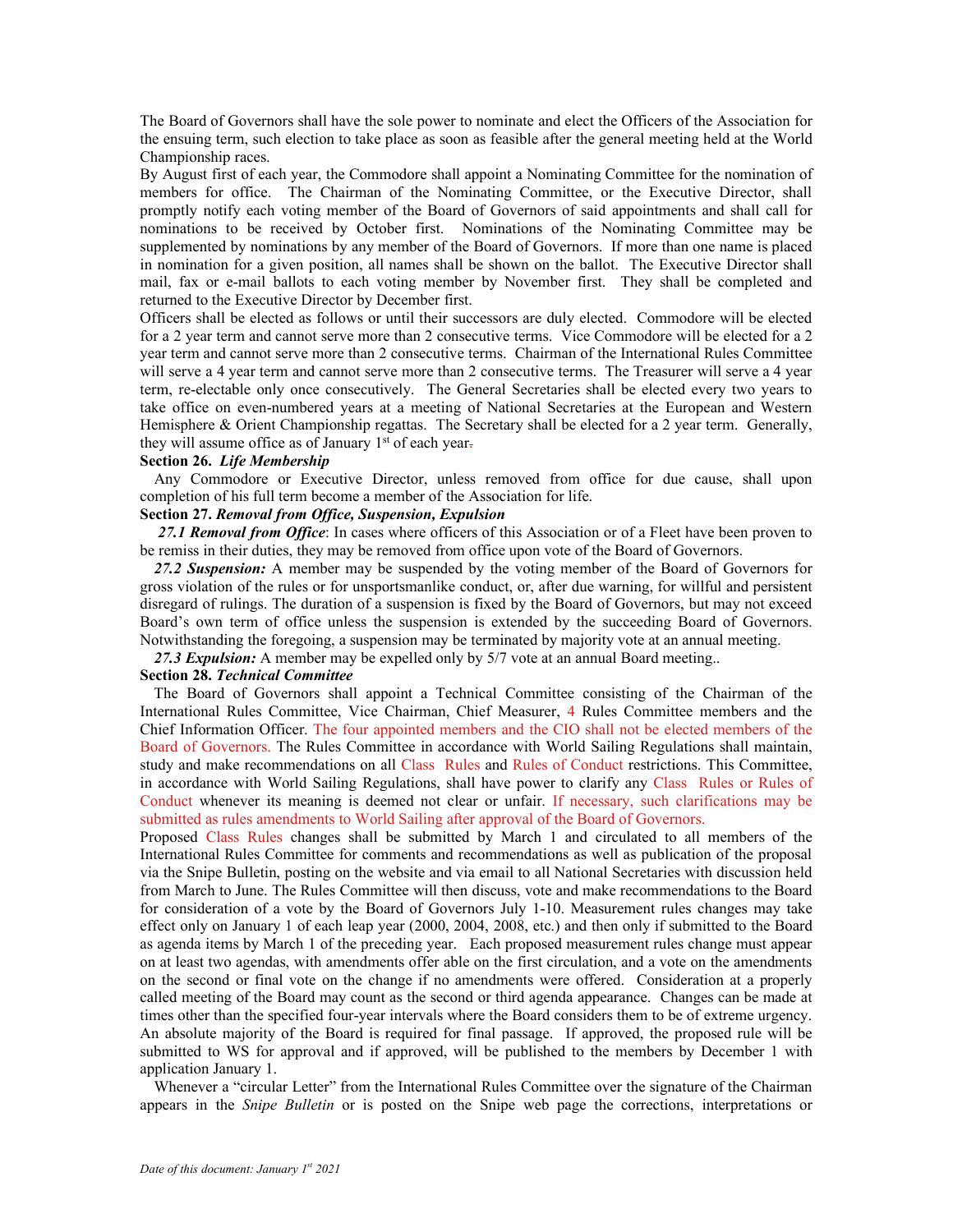The Board of Governors shall have the sole power to nominate and elect the Officers of the Association for the ensuing term, such election to take place as soon as feasible after the general meeting held at the World Championship races.

By August first of each year, the Commodore shall appoint a Nominating Committee for the nomination of members for office. The Chairman of the Nominating Committee, or the Executive Director, shall promptly notify each voting member of the Board of Governors of said appointments and shall call for nominations to be received by October first. Nominations of the Nominating Committee may be supplemented by nominations by any member of the Board of Governors. If more than one name is placed in nomination for a given position, all names shall be shown on the ballot. The Executive Director shall mail, fax or e-mail ballots to each voting member by November first. They shall be completed and returned to the Executive Director by December first.

Officers shall be elected as follows or until their successors are duly elected. Commodore will be elected for a 2 year term and cannot serve more than 2 consecutive terms. Vice Commodore will be elected for a 2 year term and cannot serve more than 2 consecutive terms. Chairman of the International Rules Committee will serve a 4 year term and cannot serve more than 2 consecutive terms. The Treasurer will serve a 4 year term, re-electable only once consecutively. The General Secretaries shall be elected every two years to take office on even-numbered years at a meeting of National Secretaries at the European and Western Hemisphere & Orient Championship regattas. The Secretary shall be elected for a 2 year term. Generally, they will assume office as of January 1st of each year.

**Section 26.** ***Life Membership***

Any Commodore or Executive Director, unless removed from office for due cause, shall upon completion of his full term become a member of the Association for life.

**Section 27.** ***Removal from Office, Suspension, Expulsion***

***27.1 Removal from Office***: In cases where officers of this Association or of a Fleet have been proven to be remiss in their duties, they may be removed from office upon vote of the Board of Governors.

***27.2 Suspension:*** A member may be suspended by the voting member of the Board of Governors for gross violation of the rules or for unsportsmanlike conduct, or, after due warning, for willful and persistent disregard of rulings. The duration of a suspension is fixed by the Board of Governors, but may not exceed Board's own term of office unless the suspension is extended by the succeeding Board of Governors. Notwithstanding the foregoing, a suspension may be terminated by majority vote at an annual meeting.

***27.3 Expulsion:*** A member may be expelled only by 5/7 vote at an annual Board meeting..

**Section 28.** ***Technical Committee***

The Board of Governors shall appoint a Technical Committee consisting of the Chairman of the International Rules Committee, Vice Chairman, Chief Measurer, 4 Rules Committee members and the Chief Information Officer. The four appointed members and the CIO shall not be elected members of the Board of Governors. The Rules Committee in accordance with World Sailing Regulations shall maintain, study and make recommendations on all Class Rules and Rules of Conduct restrictions. This Committee, in accordance with World Sailing Regulations, shall have power to clarify any Class Rules or Rules of Conduct whenever its meaning is deemed not clear or unfair. If necessary, such clarifications may be submitted as rules amendments to World Sailing after approval of the Board of Governors.

Proposed Class Rules changes shall be submitted by March 1 and circulated to all members of the International Rules Committee for comments and recommendations as well as publication of the proposal via the Snipe Bulletin, posting on the website and via email to all National Secretaries with discussion held from March to June. The Rules Committee will then discuss, vote and make recommendations to the Board for consideration of a vote by the Board of Governors July 1-10. Measurement rules changes may take effect only on January 1 of each leap year (2000, 2004, 2008, etc.) and then only if submitted to the Board as agenda items by March 1 of the preceding year. Each proposed measurement rules change must appear on at least two agendas, with amendments offer able on the first circulation, and a vote on the amendments on the second or final vote on the change if no amendments were offered. Consideration at a properly called meeting of the Board may count as the second or third agenda appearance. Changes can be made at times other than the specified four-year intervals where the Board considers them to be of extreme urgency. An absolute majority of the Board is required for final passage. If approved, the proposed rule will be submitted to WS for approval and if approved, will be published to the members by December 1 with application January 1.

Whenever a "circular Letter" from the International Rules Committee over the signature of the Chairman appears in the *Snipe Bulletin* or is posted on the Snipe web page the corrections, interpretations or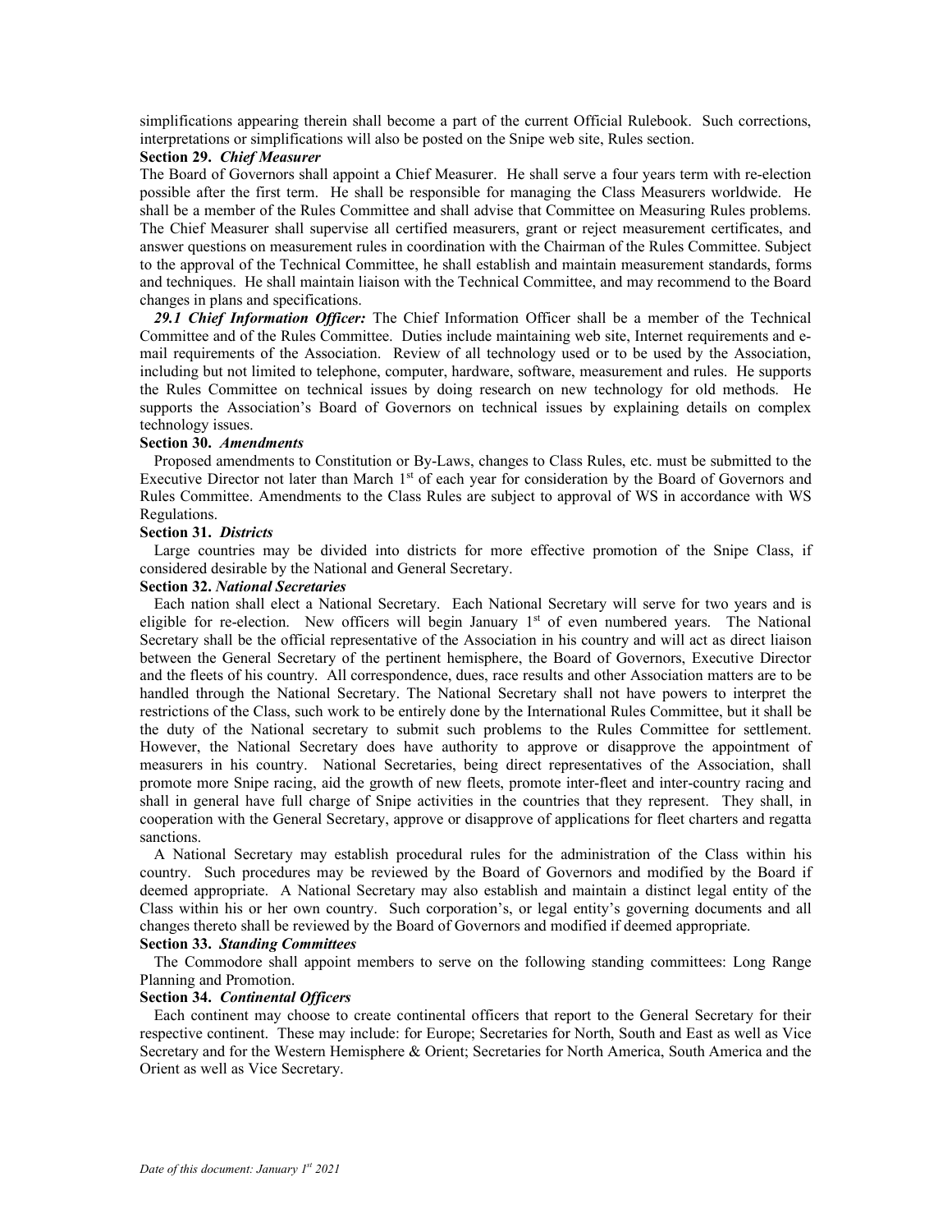simplifications appearing therein shall become a part of the current Official Rulebook. Such corrections, interpretations or simplifications will also be posted on the Snipe web site, Rules section.

**Section 29.** ***Chief Measurer***

The Board of Governors shall appoint a Chief Measurer. He shall serve a four years term with re-election possible after the first term. He shall be responsible for managing the Class Measurers worldwide. He shall be a member of the Rules Committee and shall advise that Committee on Measuring Rules problems. The Chief Measurer shall supervise all certified measurers, grant or reject measurement certificates, and answer questions on measurement rules in coordination with the Chairman of the Rules Committee. Subject to the approval of the Technical Committee, he shall establish and maintain measurement standards, forms and techniques. He shall maintain liaison with the Technical Committee, and may recommend to the Board changes in plans and specifications.

***29.1 Chief Information Officer:*** The Chief Information Officer shall be a member of the Technical Committee and of the Rules Committee. Duties include maintaining web site, Internet requirements and e-mail requirements of the Association. Review of all technology used or to be used by the Association, including but not limited to telephone, computer, hardware, software, measurement and rules. He supports the Rules Committee on technical issues by doing research on new technology for old methods. He supports the Association's Board of Governors on technical issues by explaining details on complex technology issues.

**Section 30.** ***Amendments***

Proposed amendments to Constitution or By-Laws, changes to Class Rules, etc. must be submitted to the Executive Director not later than March 1st of each year for consideration by the Board of Governors and Rules Committee. Amendments to the Class Rules are subject to approval of WS in accordance with WS Regulations.

**Section 31.** ***Districts***

Large countries may be divided into districts for more effective promotion of the Snipe Class, if considered desirable by the National and General Secretary.

**Section 32.** ***National Secretaries***

Each nation shall elect a National Secretary. Each National Secretary will serve for two years and is eligible for re-election. New officers will begin January 1st of even numbered years. The National Secretary shall be the official representative of the Association in his country and will act as direct liaison between the General Secretary of the pertinent hemisphere, the Board of Governors, Executive Director and the fleets of his country. All correspondence, dues, race results and other Association matters are to be handled through the National Secretary. The National Secretary shall not have powers to interpret the restrictions of the Class, such work to be entirely done by the International Rules Committee, but it shall be the duty of the National secretary to submit such problems to the Rules Committee for settlement. However, the National Secretary does have authority to approve or disapprove the appointment of measurers in his country. National Secretaries, being direct representatives of the Association, shall promote more Snipe racing, aid the growth of new fleets, promote inter-fleet and inter-country racing and shall in general have full charge of Snipe activities in the countries that they represent. They shall, in cooperation with the General Secretary, approve or disapprove of applications for fleet charters and regatta sanctions.

A National Secretary may establish procedural rules for the administration of the Class within his country. Such procedures may be reviewed by the Board of Governors and modified by the Board if deemed appropriate. A National Secretary may also establish and maintain a distinct legal entity of the Class within his or her own country. Such corporation's, or legal entity's governing documents and all changes thereto shall be reviewed by the Board of Governors and modified if deemed appropriate.

**Section 33.** ***Standing Committees***

The Commodore shall appoint members to serve on the following standing committees: Long Range Planning and Promotion.

**Section 34.** ***Continental Officers***

Each continent may choose to create continental officers that report to the General Secretary for their respective continent. These may include: for Europe; Secretaries for North, South and East as well as Vice Secretary and for the Western Hemisphere & Orient; Secretaries for North America, South America and the Orient as well as Vice Secretary.

*Date of this document: January 1st 2021*